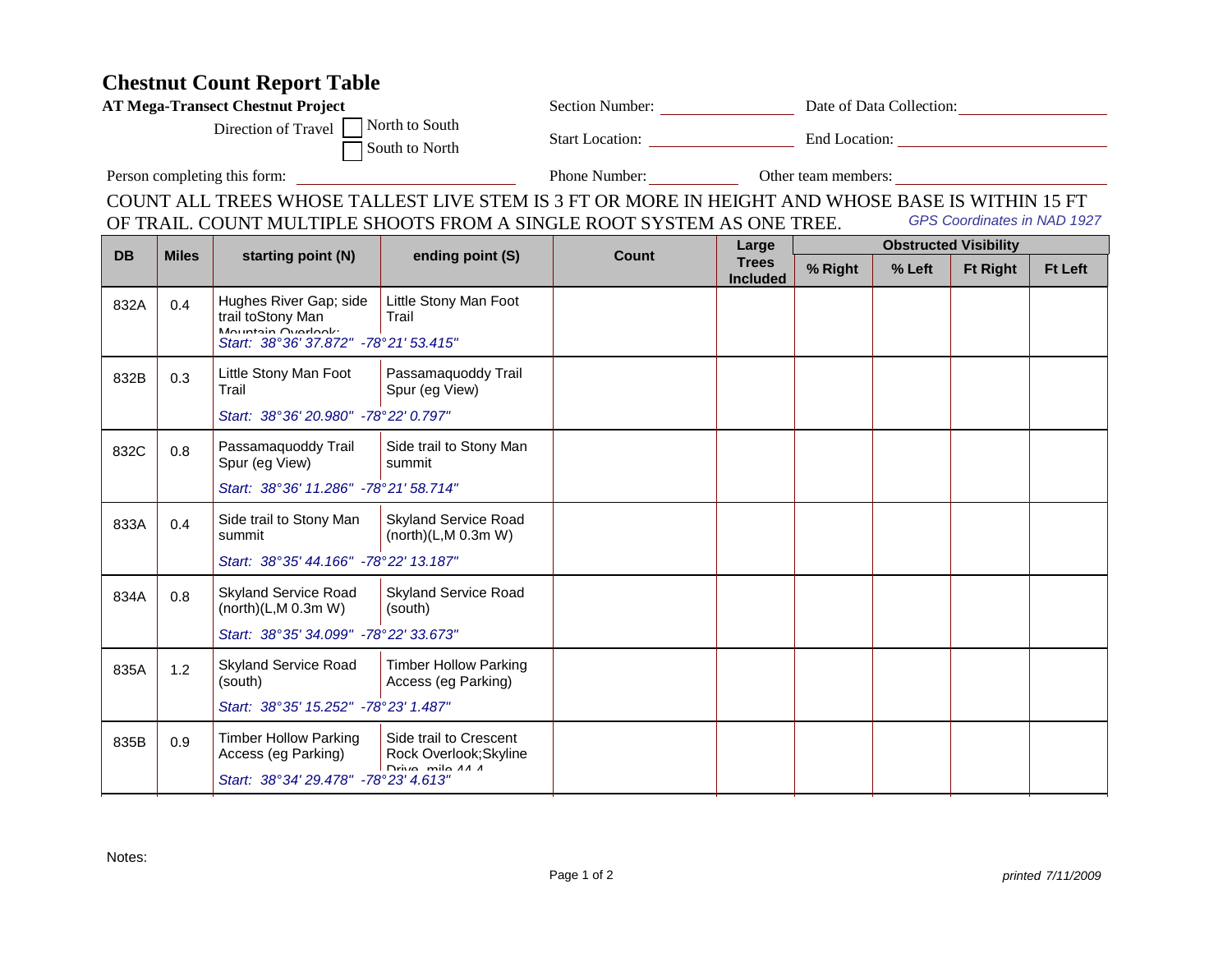# Chestnut Count Report Table

**AT Mega-Transect Chestnut Project**

Direction of Travel ☐ North to South ☐ South to North

Section Number: ____________ Date of Data Collection: ____________

Start Location: ____________ End Location: ____________

Person completing this form: ____________ Phone Number: ____________ Other team members: ____________

COUNT ALL TREES WHOSE TALLEST LIVE STEM IS 3 FT OR MORE IN HEIGHT AND WHOSE BASE IS WITHIN 15 FT OF TRAIL. COUNT MULTIPLE SHOOTS FROM A SINGLE ROOT SYSTEM AS ONE TREE.

*GPS Coordinates in NAD 1927*

| DB | Miles | starting point (N) | ending point (S) | Count | Large Trees Included | Obstructed Visibility | | | |
|---|---|---|---|---|---|---|---|---|---|
| | | | | | | % Right | % Left | Ft Right | Ft Left |
| 832A | 0.4 | Hughes River Gap; side trail toStony Man Mountain Overlook; *Start: 38°36' 37.872" -78°21' 53.415"* | Little Stony Man Foot Trail | | | | | | |
| 832B | 0.3 | Little Stony Man Foot Trail *Start: 38°36' 20.980" -78°22' 0.797"* | Passamaquoddy Trail Spur (eg View) | | | | | | |
| 832C | 0.8 | Passamaquoddy Trail Spur (eg View) *Start: 38°36' 11.286" -78°21' 58.714"* | Side trail to Stony Man summit | | | | | | |
| 833A | 0.4 | Side trail to Stony Man summit *Start: 38°35' 44.166" -78°22' 13.187"* | Skyland Service Road (north)(L,M 0.3m W) | | | | | | |
| 834A | 0.8 | Skyland Service Road (north)(L,M 0.3m W) *Start: 38°35' 34.099" -78°22' 33.673"* | Skyland Service Road (south) | | | | | | |
| 835A | 1.2 | Skyland Service Road (south) *Start: 38°35' 15.252" -78°23' 1.487"* | Timber Hollow Parking Access (eg Parking) | | | | | | |
| 835B | 0.9 | Timber Hollow Parking Access (eg Parking) *Start: 38°34' 29.478" -78°23' 4.613"* | Side trail to Crescent Rock Overlook;Skyline Drive, mile 44.4 | | | | | | |

Notes:

*printed 7/11/2009*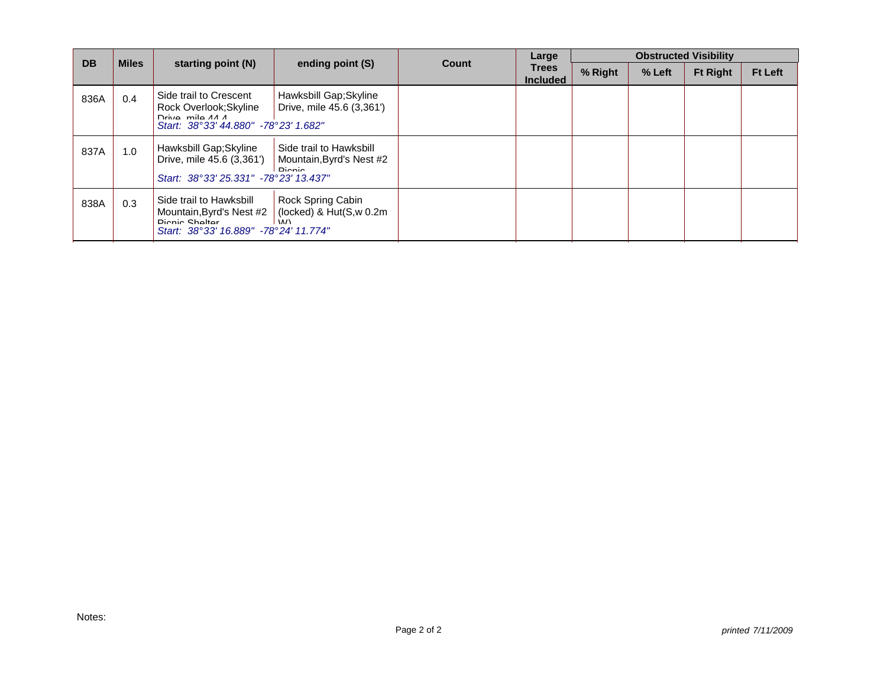| DB | Miles | starting point (N) | ending point (S) | Count | Large Trees Included | Obstructed Visibility | | | |
|---|---|---|---|---|---|---|---|---|---|
| | | | | | | % Right | % Left | Ft Right | Ft Left |
| 836A | 0.4 | Side trail to Crescent Rock Overlook;Skyline Drive, mile 44.4<br>*Start: 38°33' 44.880" -78°23' 1.682"* | Hawksbill Gap;Skyline Drive, mile 45.6 (3,361') | | | | | | |
| 837A | 1.0 | Hawksbill Gap;Skyline Drive, mile 45.6 (3,361')<br>*Start: 38°33' 25.331" -78°23' 13.437"* | Side trail to Hawksbill Mountain,Byrd's Nest #2 Picnic | | | | | | |
| 838A | 0.3 | Side trail to Hawksbill Mountain,Byrd's Nest #2 Picnic Shelter<br>*Start: 38°33' 16.889" -78°24' 11.774"* | Rock Spring Cabin (locked) & Hut(S,w 0.2m W) | | | | | | |

Notes:

*printed 7/11/2009*